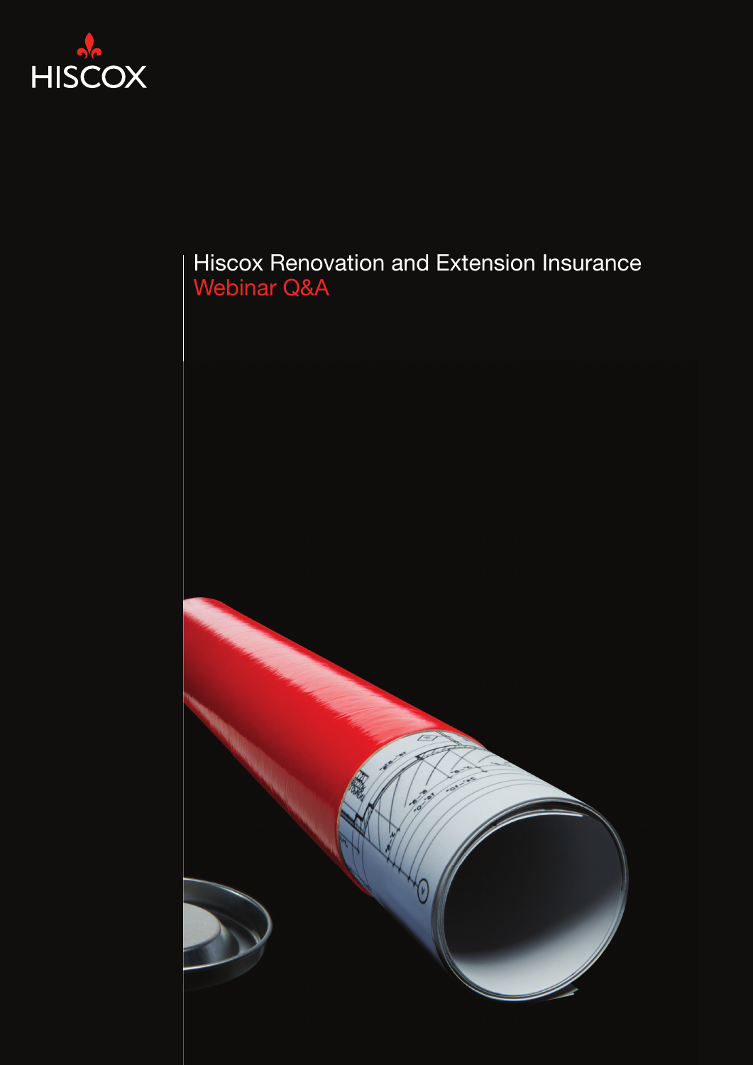HISCOX

# Hiscox Renovation and Extension Insurance
## Webinar Q&A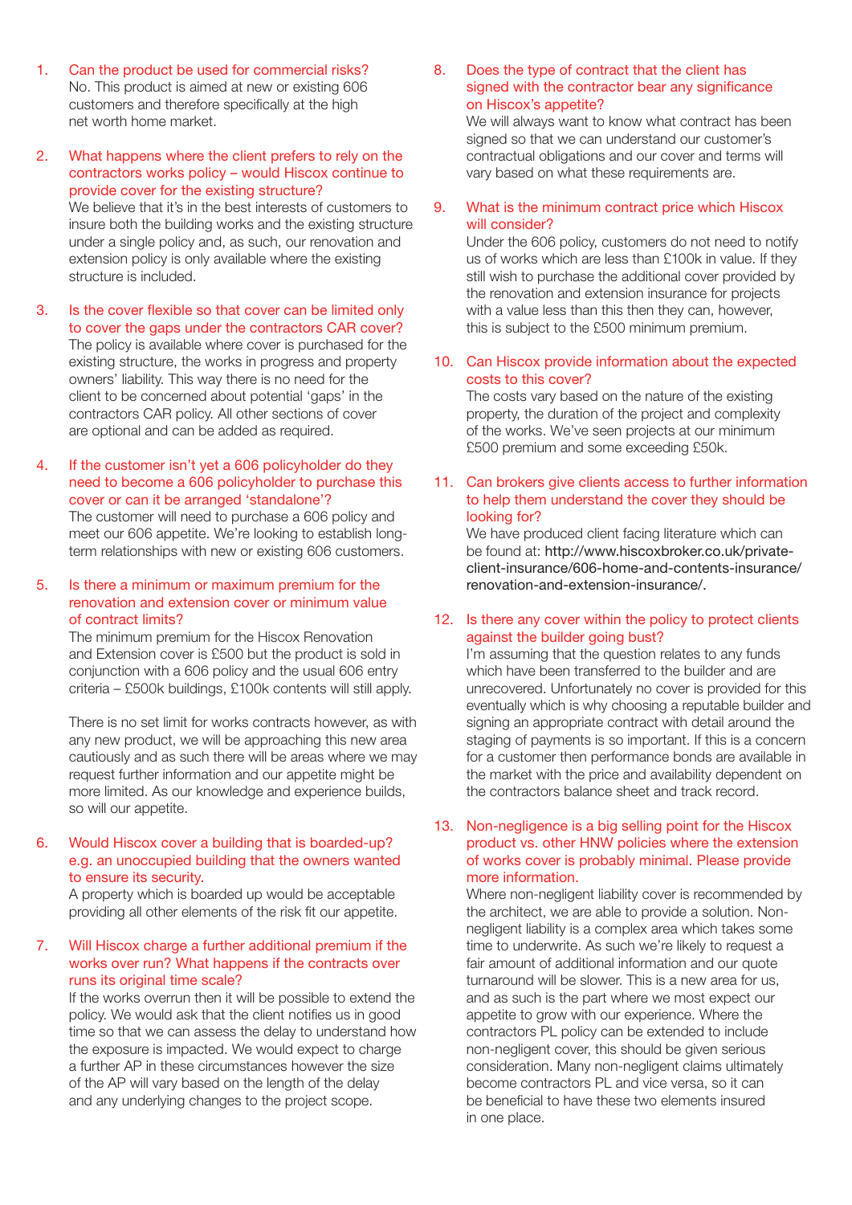1. Can the product be used for commercial risks?
   No. This product is aimed at new or existing 606 customers and therefore specifically at the high net worth home market.

2. What happens where the client prefers to rely on the contractors works policy – would Hiscox continue to provide cover for the existing structure?
   We believe that it's in the best interests of customers to insure both the building works and the existing structure under a single policy and, as such, our renovation and extension policy is only available where the existing structure is included.

3. Is the cover flexible so that cover can be limited only to cover the gaps under the contractors CAR cover?
   The policy is available where cover is purchased for the existing structure, the works in progress and property owners' liability. This way there is no need for the client to be concerned about potential 'gaps' in the contractors CAR policy. All other sections of cover are optional and can be added as required.

4. If the customer isn't yet a 606 policyholder do they need to become a 606 policyholder to purchase this cover or can it be arranged 'standalone'?
   The customer will need to purchase a 606 policy and meet our 606 appetite. We're looking to establish long-term relationships with new or existing 606 customers.

5. Is there a minimum or maximum premium for the renovation and extension cover or minimum value of contract limits?
   The minimum premium for the Hiscox Renovation and Extension cover is £500 but the product is sold in conjunction with a 606 policy and the usual 606 entry criteria – £500k buildings, £100k contents will still apply.

   There is no set limit for works contracts however, as with any new product, we will be approaching this new area cautiously and as such there will be areas where we may request further information and our appetite might be more limited. As our knowledge and experience builds, so will our appetite.

6. Would Hiscox cover a building that is boarded-up? e.g. an unoccupied building that the owners wanted to ensure its security.
   A property which is boarded up would be acceptable providing all other elements of the risk fit our appetite.

7. Will Hiscox charge a further additional premium if the works over run? What happens if the contracts over runs its original time scale?
   If the works overrun then it will be possible to extend the policy. We would ask that the client notifies us in good time so that we can assess the delay to understand how the exposure is impacted. We would expect to charge a further AP in these circumstances however the size of the AP will vary based on the length of the delay and any underlying changes to the project scope.

8. Does the type of contract that the client has signed with the contractor bear any significance on Hiscox's appetite?
   We will always want to know what contract has been signed so that we can understand our customer's contractual obligations and our cover and terms will vary based on what these requirements are.

9. What is the minimum contract price which Hiscox will consider?
   Under the 606 policy, customers do not need to notify us of works which are less than £100k in value. If they still wish to purchase the additional cover provided by the renovation and extension insurance for projects with a value less than this then they can, however, this is subject to the £500 minimum premium.

10. Can Hiscox provide information about the expected costs to this cover?
    The costs vary based on the nature of the existing property, the duration of the project and complexity of the works. We've seen projects at our minimum £500 premium and some exceeding £50k.

11. Can brokers give clients access to further information to help them understand the cover they should be looking for?
    We have produced client facing literature which can be found at: http://www.hiscoxbroker.co.uk/private-client-insurance/606-home-and-contents-insurance/renovation-and-extension-insurance/.

12. Is there any cover within the policy to protect clients against the builder going bust?
    I'm assuming that the question relates to any funds which have been transferred to the builder and are unrecovered. Unfortunately no cover is provided for this eventually which is why choosing a reputable builder and signing an appropriate contract with detail around the staging of payments is so important. If this is a concern for a customer then performance bonds are available in the market with the price and availability dependent on the contractors balance sheet and track record.

13. Non-negligence is a big selling point for the Hiscox product vs. other HNW policies where the extension of works cover is probably minimal. Please provide more information.
    Where non-negligent liability cover is recommended by the architect, we are able to provide a solution. Non-negligent liability is a complex area which takes some time to underwrite. As such we're likely to request a fair amount of additional information and our quote turnaround will be slower. This is a new area for us, and as such is the part where we most expect our appetite to grow with our experience. Where the contractors PL policy can be extended to include non-negligent cover, this should be given serious consideration. Many non-negligent claims ultimately become contractors PL and vice versa, so it can be beneficial to have these two elements insured in one place.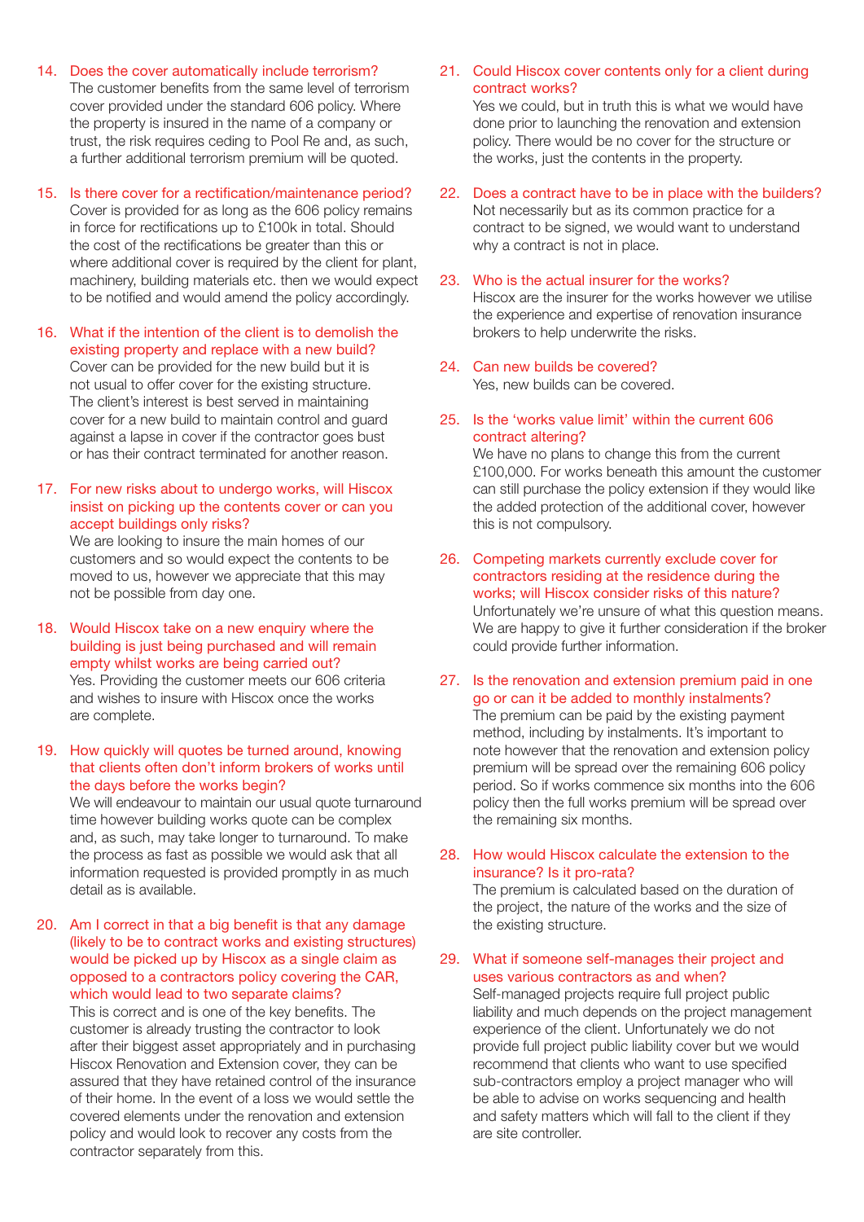14. **Does the cover automatically include terrorism?**
The customer benefits from the same level of terrorism cover provided under the standard 606 policy. Where the property is insured in the name of a company or trust, the risk requires ceding to Pool Re and, as such, a further additional terrorism premium will be quoted.

15. **Is there cover for a rectification/maintenance period?**
Cover is provided for as long as the 606 policy remains in force for rectifications up to £100k in total. Should the cost of the rectifications be greater than this or where additional cover is required by the client for plant, machinery, building materials etc. then we would expect to be notified and would amend the policy accordingly.

16. **What if the intention of the client is to demolish the existing property and replace with a new build?**
Cover can be provided for the new build but it is not usual to offer cover for the existing structure. The client's interest is best served in maintaining cover for a new build to maintain control and guard against a lapse in cover if the contractor goes bust or has their contract terminated for another reason.

17. **For new risks about to undergo works, will Hiscox insist on picking up the contents cover or can you accept buildings only risks?**
We are looking to insure the main homes of our customers and so would expect the contents to be moved to us, however we appreciate that this may not be possible from day one.

18. **Would Hiscox take on a new enquiry where the building is just being purchased and will remain empty whilst works are being carried out?**
Yes. Providing the customer meets our 606 criteria and wishes to insure with Hiscox once the works are complete.

19. **How quickly will quotes be turned around, knowing that clients often don't inform brokers of works until the days before the works begin?**
We will endeavour to maintain our usual quote turnaround time however building works quote can be complex and, as such, may take longer to turnaround. To make the process as fast as possible we would ask that all information requested is provided promptly in as much detail as is available.

20. **Am I correct in that a big benefit is that any damage (likely to be to contract works and existing structures) would be picked up by Hiscox as a single claim as opposed to a contractors policy covering the CAR, which would lead to two separate claims?**
This is correct and is one of the key benefits. The customer is already trusting the contractor to look after their biggest asset appropriately and in purchasing Hiscox Renovation and Extension cover, they can be assured that they have retained control of the insurance of their home. In the event of a loss we would settle the covered elements under the renovation and extension policy and would look to recover any costs from the contractor separately from this.

21. **Could Hiscox cover contents only for a client during contract works?**
Yes we could, but in truth this is what we would have done prior to launching the renovation and extension policy. There would be no cover for the structure or the works, just the contents in the property.

22. **Does a contract have to be in place with the builders?**
Not necessarily but as its common practice for a contract to be signed, we would want to understand why a contract is not in place.

23. **Who is the actual insurer for the works?**
Hiscox are the insurer for the works however we utilise the experience and expertise of renovation insurance brokers to help underwrite the risks.

24. **Can new builds be covered?**
Yes, new builds can be covered.

25. **Is the 'works value limit' within the current 606 contract altering?**
We have no plans to change this from the current £100,000. For works beneath this amount the customer can still purchase the policy extension if they would like the added protection of the additional cover, however this is not compulsory.

26. **Competing markets currently exclude cover for contractors residing at the residence during the works; will Hiscox consider risks of this nature?**
Unfortunately we're unsure of what this question means. We are happy to give it further consideration if the broker could provide further information.

27. **Is the renovation and extension premium paid in one go or can it be added to monthly instalments?**
The premium can be paid by the existing payment method, including by instalments. It's important to note however that the renovation and extension policy premium will be spread over the remaining 606 policy period. So if works commence six months into the 606 policy then the full works premium will be spread over the remaining six months.

28. **How would Hiscox calculate the extension to the insurance? Is it pro-rata?**
The premium is calculated based on the duration of the project, the nature of the works and the size of the existing structure.

29. **What if someone self-manages their project and uses various contractors as and when?**
Self-managed projects require full project public liability and much depends on the project management experience of the client. Unfortunately we do not provide full project public liability cover but we would recommend that clients who want to use specified sub-contractors employ a project manager who will be able to advise on works sequencing and health and safety matters which will fall to the client if they are site controller.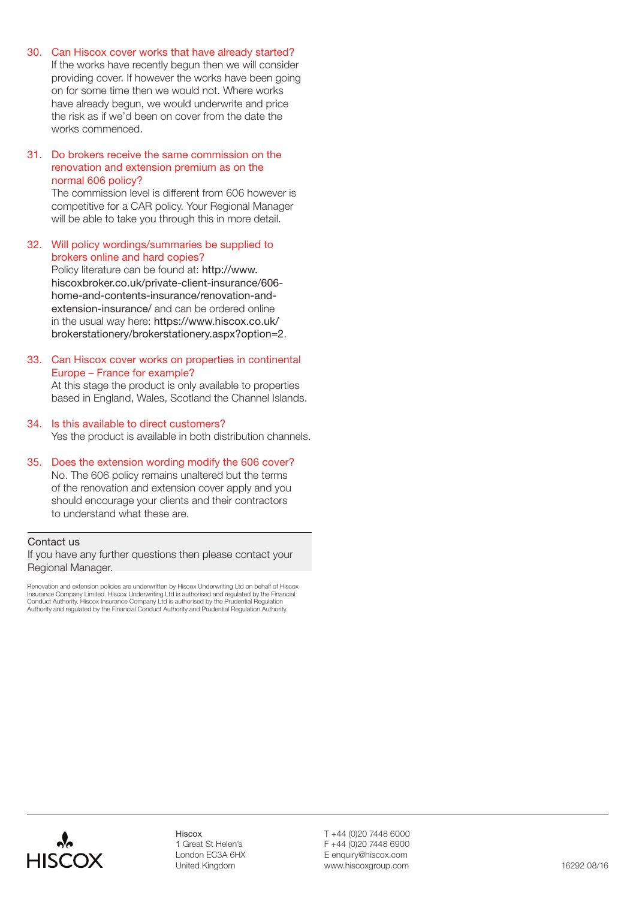30. **Can Hiscox cover works that have already started?**
    If the works have recently begun then we will consider providing cover. If however the works have been going on for some time then we would not. Where works have already begun, we would underwrite and price the risk as if we'd been on cover from the date the works commenced.

31. **Do brokers receive the same commission on the renovation and extension premium as on the normal 606 policy?**
    The commission level is different from 606 however is competitive for a CAR policy. Your Regional Manager will be able to take you through this in more detail.

32. **Will policy wordings/summaries be supplied to brokers online and hard copies?**
    Policy literature can be found at: http://www.hiscoxbroker.co.uk/private-client-insurance/606-home-and-contents-insurance/renovation-and-extension-insurance/ and can be ordered online in the usual way here: https://www.hiscox.co.uk/brokerstationery/brokerstationery.aspx?option=2.

33. **Can Hiscox cover works on properties in continental Europe – France for example?**
    At this stage the product is only available to properties based in England, Wales, Scotland the Channel Islands.

34. **Is this available to direct customers?**
    Yes the product is available in both distribution channels.

35. **Does the extension wording modify the 606 cover?**
    No. The 606 policy remains unaltered but the terms of the renovation and extension cover apply and you should encourage your clients and their contractors to understand what these are.

## Contact us

If you have any further questions then please contact your Regional Manager.

Renovation and extension policies are underwritten by Hiscox Underwriting Ltd on behalf of Hiscox Insurance Company Limited. Hiscox Underwriting Ltd is authorised and regulated by the Financial Conduct Authority. Hiscox Insurance Company Ltd is authorised by the Prudential Regulation Authority and regulated by the Financial Conduct Authority and Prudential Regulation Authority.

HISCOX

Hiscox
1 Great St Helen's
London EC3A 6HX
United Kingdom

T +44 (0)20 7448 6000
F +44 (0)20 7448 6900
E enquiry@hiscox.com
www.hiscoxgroup.com

16292 08/16